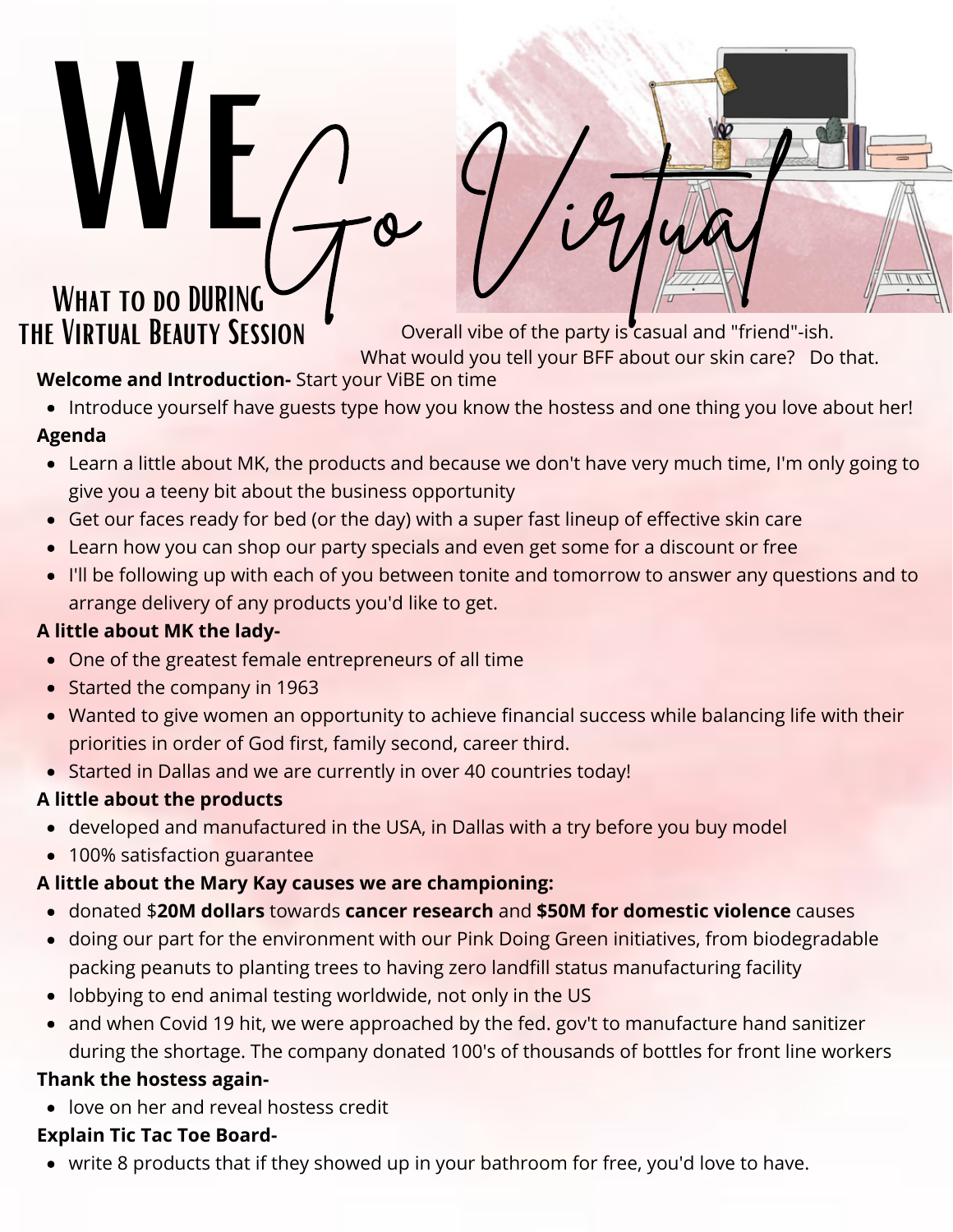# We Go Virtual

## What to do DURING the Virtual Beauty Session

Overall vibe of the party is casual and "friend"-ish.
What would you tell your BFF about our skin care? Do that.

**Welcome and Introduction-** Start your ViBE on time

- Introduce yourself have guests type how you know the hostess and one thing you love about her!

**Agenda**

- Learn a little about MK, the products and because we don't have very much time, I'm only going to give you a teeny bit about the business opportunity
- Get our faces ready for bed (or the day) with a super fast lineup of effective skin care
- Learn how you can shop our party specials and even get some for a discount or free
- I'll be following up with each of you between tonite and tomorrow to answer any questions and to arrange delivery of any products you'd like to get.

**A little about MK the lady-**

- One of the greatest female entrepreneurs of all time
- Started the company in 1963
- Wanted to give women an opportunity to achieve financial success while balancing life with their priorities in order of God first, family second, career third.
- Started in Dallas and we are currently in over 40 countries today!

**A little about the products**

- developed and manufactured in the USA, in Dallas with a try before you buy model
- 100% satisfaction guarantee

**A little about the Mary Kay causes we are championing:**

- donated $**20M dollars** towards **cancer research** and **$50M for domestic violence** causes
- doing our part for the environment with our Pink Doing Green initiatives, from biodegradable packing peanuts to planting trees to having zero landfill status manufacturing facility
- lobbying to end animal testing worldwide, not only in the US
- and when Covid 19 hit, we were approached by the fed. gov't to manufacture hand sanitizer during the shortage. The company donated 100's of thousands of bottles for front line workers

**Thank the hostess again-**

- love on her and reveal hostess credit

**Explain Tic Tac Toe Board-**

- write 8 products that if they showed up in your bathroom for free, you'd love to have.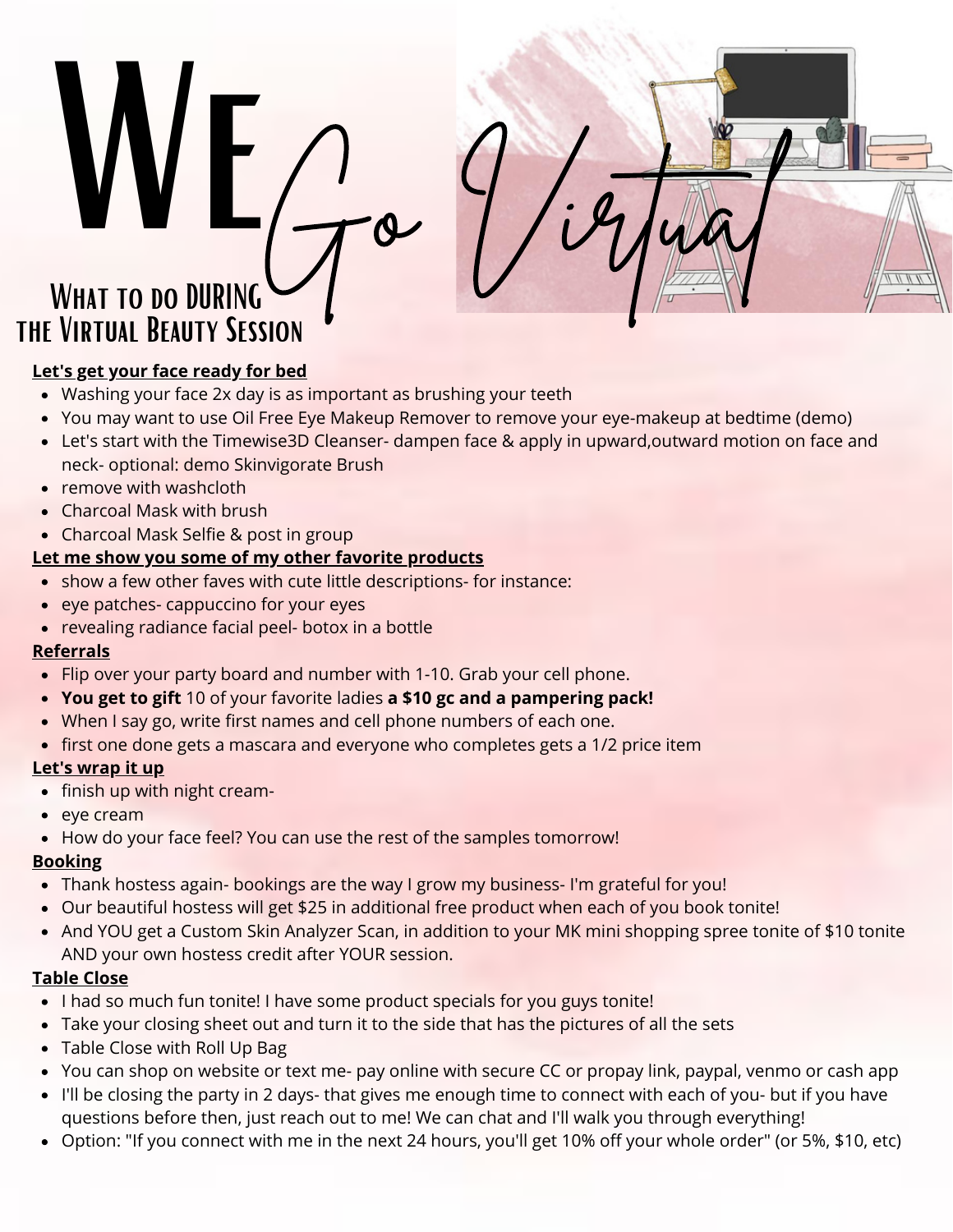# We Go Virtual

## What to do DURING the Virtual Beauty Session

**Let's get your face ready for bed**

- Washing your face 2x day is as important as brushing your teeth
- You may want to use Oil Free Eye Makeup Remover to remove your eye-makeup at bedtime (demo)
- Let's start with the Timewise3D Cleanser- dampen face & apply in upward,outward motion on face and neck- optional: demo Skinvigorate Brush
- remove with washcloth
- Charcoal Mask with brush
- Charcoal Mask Selfie & post in group

**Let me show you some of my other favorite products**

- show a few other faves with cute little descriptions- for instance:
- eye patches- cappuccino for your eyes
- revealing radiance facial peel- botox in a bottle

**Referrals**

- Flip over your party board and number with 1-10. Grab your cell phone.
- **You get to gift** 10 of your favorite ladies **a $10 gc and a pampering pack!**
- When I say go, write first names and cell phone numbers of each one.
- first one done gets a mascara and everyone who completes gets a 1/2 price item

**Let's wrap it up**

- finish up with night cream-
- eye cream
- How do your face feel? You can use the rest of the samples tomorrow!

**Booking**

- Thank hostess again- bookings are the way I grow my business- I'm grateful for you!
- Our beautiful hostess will get $25 in additional free product when each of you book tonite!
- And YOU get a Custom Skin Analyzer Scan, in addition to your MK mini shopping spree tonite of $10 tonite AND your own hostess credit after YOUR session.

**Table Close**

- I had so much fun tonite! I have some product specials for you guys tonite!
- Take your closing sheet out and turn it to the side that has the pictures of all the sets
- Table Close with Roll Up Bag
- You can shop on website or text me- pay online with secure CC or propay link, paypal, venmo or cash app
- I'll be closing the party in 2 days- that gives me enough time to connect with each of you- but if you have questions before then, just reach out to me! We can chat and I'll walk you through everything!
- Option: "If you connect with me in the next 24 hours, you'll get 10% off your whole order" (or 5%, $10, etc)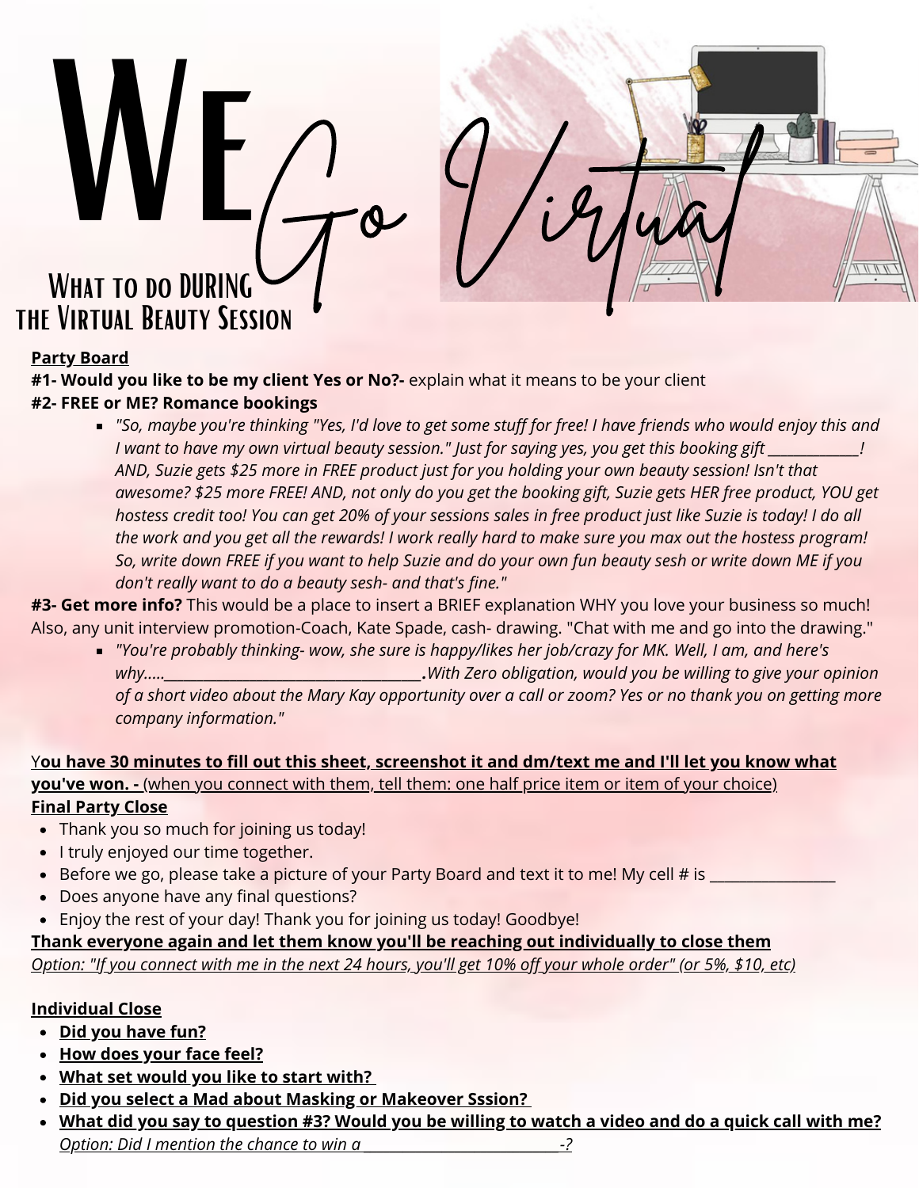# We Go Virtual

## What to do DURING the Virtual Beauty Session

**Party Board**

**#1- Would you like to be my client Yes or No?-** explain what it means to be your client

**#2- FREE or ME? Romance bookings**

- *"So, maybe you're thinking "Yes, I'd love to get some stuff for free! I have friends who would enjoy this and I want to have my own virtual beauty session." Just for saying yes, you get this booking gift ____________! AND, Suzie gets $25 more in FREE product just for you holding your own beauty session! Isn't that awesome? $25 more FREE! AND, not only do you get the booking gift, Suzie gets HER free product, YOU get hostess credit too! You can get 20% of your sessions sales in free product just like Suzie is today! I do all the work and you get all the rewards! I work really hard to make sure you max out the hostess program! So, write down FREE if you want to help Suzie and do your own fun beauty sesh or write down ME if you don't really want to do a beauty sesh- and that's fine."*

**#3- Get more info?** This would be a place to insert a BRIEF explanation WHY you love your business so much! Also, any unit interview promotion-Coach, Kate Spade, cash- drawing. "Chat with me and go into the drawing."

- *"You're probably thinking- wow, she sure is happy/likes her job/crazy for MK. Well, I am, and here's why.....__________________________________.With Zero obligation, would you be willing to give your opinion of a short video about the Mary Kay opportunity over a call or zoom? Yes or no thank you on getting more company information."*

**You have 30 minutes to fill out this sheet, screenshot it and dm/text me and I'll let you know what you've won. -** (when you connect with them, tell them: one half price item or item of your choice)

**Final Party Close**

- Thank you so much for joining us today!
- I truly enjoyed our time together.
- Before we go, please take a picture of your Party Board and text it to me! My cell # is ________________
- Does anyone have any final questions?
- Enjoy the rest of your day! Thank you for joining us today! Goodbye!

**Thank everyone again and let them know you'll be reaching out individually to close them**

*Option: "If you connect with me in the next 24 hours, you'll get 10% off your whole order" (or 5%, $10, etc)*

**Individual Close**

- **Did you have fun?**
- **How does your face feel?**
- **What set would you like to start with?**
- **Did you select a Mad about Masking or Makeover Sssion?**
- **What did you say to question #3? Would you be willing to watch a video and do a quick call with me?**
  *Option: Did I mention the chance to win a _________________________-?*